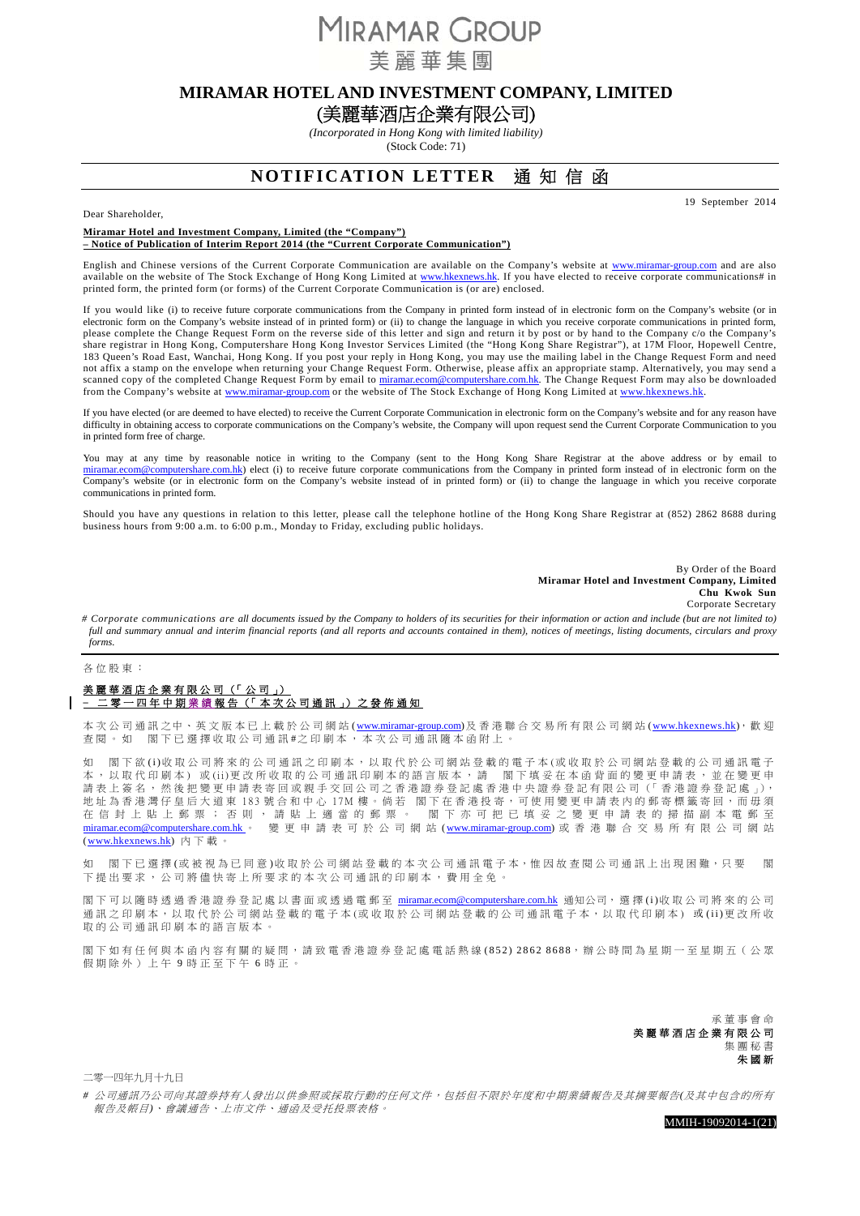MIRAMAR GROUP
美麗華集團

# MIRAMAR HOTEL AND INVESTMENT COMPANY, LIMITED
# (美麗華酒店企業有限公司)

*(Incorporated in Hong Kong with limited liability)*
(Stock Code: 71)

## NOTIFICATION LETTER 通知信函

19 September 2014

Dear Shareholder,

**Miramar Hotel and Investment Company, Limited (the "Company")**
**– Notice of Publication of Interim Report 2014 (the "Current Corporate Communication")**

English and Chinese versions of the Current Corporate Communication are available on the Company's website at www.miramar-group.com and are also available on the website of The Stock Exchange of Hong Kong Limited at www.hkexnews.hk. If you have elected to receive corporate communications# in printed form, the printed form (or forms) of the Current Corporate Communication is (or are) enclosed.

If you would like (i) to receive future corporate communications from the Company in printed form instead of in electronic form on the Company's website (or in electronic form on the Company's website instead of in printed form) or (ii) to change the language in which you receive corporate communications in printed form, please complete the Change Request Form on the reverse side of this letter and sign and return it by post or by hand to the Company c/o the Company's share registrar in Hong Kong, Computershare Hong Kong Investor Services Limited (the "Hong Kong Share Registrar"), at 17M Floor, Hopewell Centre, 183 Queen's Road East, Wanchai, Hong Kong. If you post your reply in Hong Kong, you may use the mailing label in the Change Request Form and need not affix a stamp on the envelope when returning your Change Request Form. Otherwise, please affix an appropriate stamp. Alternatively, you may send a scanned copy of the completed Change Request Form by email to miramar.ecom@computershare.com.hk. The Change Request Form may also be downloaded from the Company's website at www.miramar-group.com or the website of The Stock Exchange of Hong Kong Limited at www.hkexnews.hk.

If you have elected (or are deemed to have elected) to receive the Current Corporate Communication in electronic form on the Company's website and for any reason have difficulty in obtaining access to corporate communications on the Company's website, the Company will upon request send the Current Corporate Communication to you in printed form free of charge.

You may at any time by reasonable notice in writing to the Company (sent to the Hong Kong Share Registrar at the above address or by email to miramar.ecom@computershare.com.hk) elect (i) to receive future corporate communications from the Company in printed form instead of in electronic form on the Company's website (or in electronic form on the Company's website instead of in printed form) or (ii) to change the language in which you receive corporate communications in printed form.

Should you have any questions in relation to this letter, please call the telephone hotline of the Hong Kong Share Registrar at (852) 2862 8688 during business hours from 9:00 a.m. to 6:00 p.m., Monday to Friday, excluding public holidays.

By Order of the Board
**Miramar Hotel and Investment Company, Limited**
**Chu Kwok Sun**
Corporate Secretary

*# Corporate communications are all documents issued by the Company to holders of its securities for their information or action and include (but are not limited to) full and summary annual and interim financial reports (and all reports and accounts contained in them), notices of meetings, listing documents, circulars and proxy forms.*

---

各位股東：

**美麗華酒店企業有限公司（「公司」）**
**– 二零一四年中期業績報告（「本次公司通訊」）之發佈通知**

本次公司通訊之中、英文版本已上載於公司網站(www.miramar-group.com)及香港聯合交易所有限公司網站(www.hkexnews.hk)，歡迎查閱。如　閣下已選擇收取公司通訊#之印刷本，本次公司通訊隨本函附上。

如　閣下欲(i)收取公司將來的公司通訊之印刷本，以取代於公司網站登載的電子本(或收取於公司網站登載的公司通訊電子本，以取代印刷本）或(ii)更改所收取的公司通訊印刷本的語言版本，請　閣下填妥在本函背面的變更申請表，並在變更申請表上簽名，然後把變更申請表寄回或親手交回公司之香港證券登記處香港中央證券登記有限公司（「香港證券登記處」)，地址為香港灣仔皇后大道東183號合和中心17M樓。倘若　閣下在香港投寄，可使用變更申請表內的郵寄標籤寄回，而毋須在信封上貼上郵票；否則，請貼上適當的郵票。　閣下亦可把已填妥之變更申請表的掃描副本電郵至miramar.ecom@computershare.com.hk。變更申請表可於公司網站(www.miramar-group.com)或香港聯合交易所有限公司網站(www.hkexnews.hk)內下載。

如　閣下已選擇(或被視為已同意)收取於公司網站登載的本次公司通訊電子本，惟因故查閱公司通訊上出現困難，只要　閣下提出要求，公司將儘快寄上所要求的本次公司通訊的印刷本，費用全免。

閣下可以隨時透過香港證券登記處以書面或透過電郵至 miramar.ecom@computershare.com.hk 通知公司，選擇(i)收取公司將來的公司通訊之印刷本，以取代於公司網站登載的電子本(或收取於公司網站登載的公司通訊電子本，以取代印刷本）或(ii)更改所收取的公司通訊印刷本的語言版本。

閣下如有任何與本函內容有關的疑問，請致電香港證券登記處電話熱線(852) 2862 8688，辦公時間為星期一至星期五（公眾假期除外）上午9時正至下午6時正。

承董事會命
**美麗華酒店企業有限公司**
集團秘書
**朱國新**

二零一四年九月十九日

*# 公司通訊乃公司向其證券持有人發出以供參照或採取行動的任何文件，包括但不限於年度和中期業績報告及其摘要報告(及其中包含的所有報告及帳目)、會議通告、上市文件、通函及委托投票表格。*

MMIH-19092014-1(21)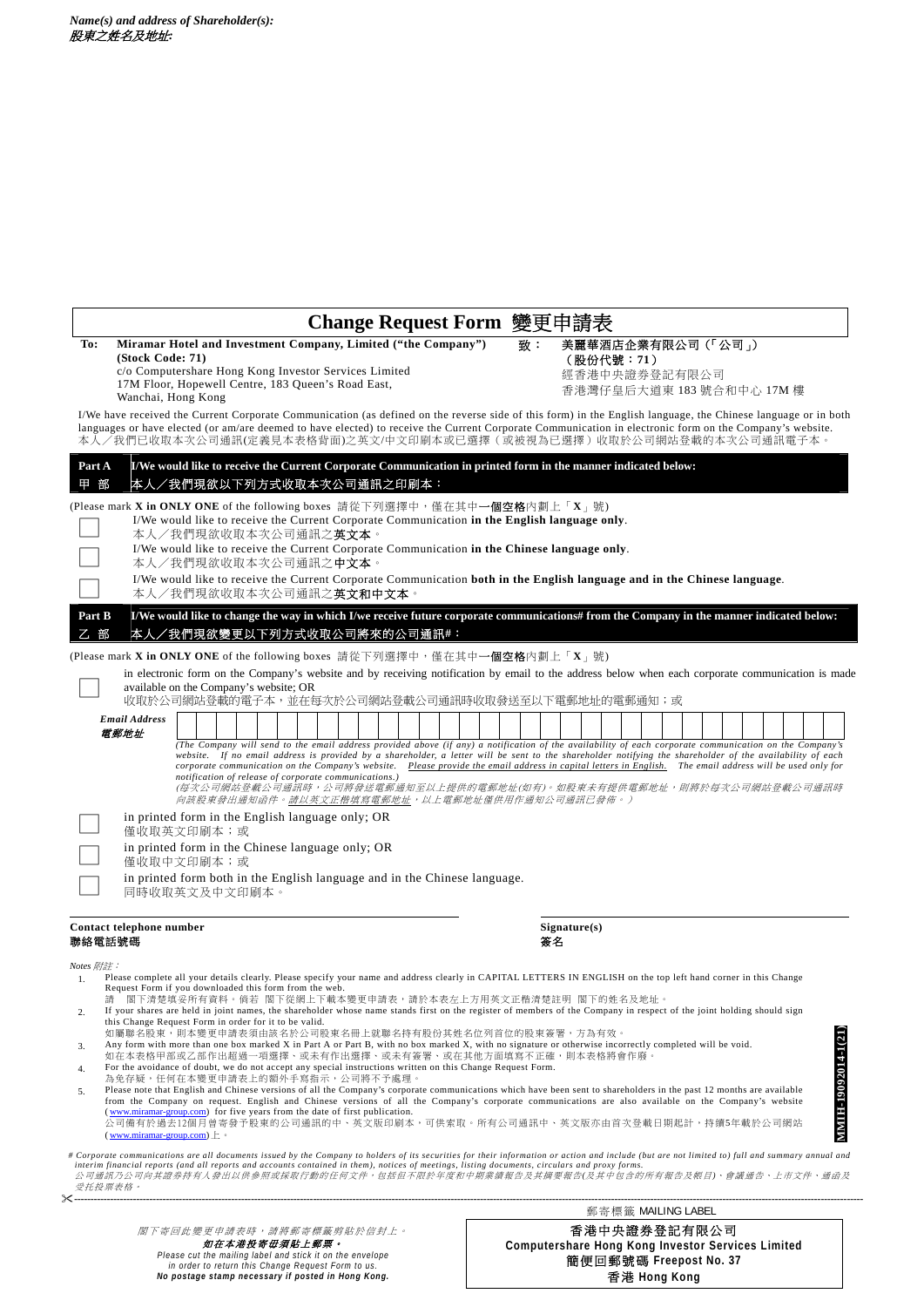*Name(s) and address of Shareholder(s):*
***股東之姓名及地址:***

# Change Request Form 變更申請表

**To: Miramar Hotel and Investment Company, Limited ("the Company")**
**(Stock Code: 71)**
c/o Computershare Hong Kong Investor Services Limited
17M Floor, Hopewell Centre, 183 Queen's Road East,
Wanchai, Hong Kong

致： 美麗華酒店企業有限公司（「公司」）
（股份代號：71）
經香港中央證券登記有限公司
香港灣仔皇后大道東 183 號合和中心 17M 樓

I/We have received the Current Corporate Communication (as defined on the reverse side of this form) in the English language, the Chinese language or in both languages or have elected (or am/are deemed to have elected) to receive the Current Corporate Communication in electronic form on the Company's website.
本人／我們已收取本次公司通訊(定義見本表格背面)之英文/中文印刷本或已選擇（或被視為已選擇）收取於公司網站登載的本次公司通訊電子本。

## Part A 甲 部 I/We would like to receive the Current Corporate Communication in printed form in the manner indicated below: 本人／我們現欲以下列方式收取本次公司通訊之印刷本：

(Please mark **X** in **ONLY ONE** of the following boxes 請從下列選擇中，僅在其中**一個空格**內劃上「**X**」號)

☐ I/We would like to receive the Current Corporate Communication **in the English language only**.
本人／我們現欲收取本次公司通訊之**英文本**。

☐ I/We would like to receive the Current Corporate Communication **in the Chinese language only**.
本人／我們現欲收取本次公司通訊之**中文本**。

☐ I/We would like to receive the Current Corporate Communication **both in the English language and in the Chinese language**.
本人／我們現欲收取本次公司通訊之**英文和中文本**。

## Part B 乙 部 I/We would like to change the way in which I/we receive future corporate communications# from the Company in the manner indicated below: 本人／我們現欲變更以下列方式收取公司將來的公司通訊#：

(Please mark **X** in **ONLY ONE** of the following boxes 請從下列選擇中，僅在其中**一個空格**內劃上「**X**」號)

☐ in electronic form on the Company's website and by receiving notification by email to the address below when each corporate communication is made available on the Company's website; OR
收取於公司網站登載的電子本，並在每次於公司網站登載公司通訊時收取發送至以下電郵地址的電郵通知；或

***Email Address***
***電郵地址*** ________________________________________

*(The Company will send to the email address provided above (if any) a notification of the availability of each corporate communication on the Company's website. If no email address is provided by a shareholder, a letter will be sent to the shareholder notifying the shareholder of the availability of each corporate communication on the Company's website. Please provide the email address in capital letters in English. The email address will be used only for notification of release of corporate communications.)*
*(每次公司網站登載公司通訊時，公司將發送電郵通知至以上提供的電郵地址(如有)。如股東未有提供電郵地址，則將於每次公司網站登載公司通訊時向該股東發出通知函件。請以英文正楷填寫電郵地址，以上電郵地址僅供用作通知公司通訊已發佈。)*

☐ in printed form in the English language only; OR
僅收取英文印刷本；或

☐ in printed form in the Chinese language only; OR
僅收取中文印刷本；或

☐ in printed form both in the English language and in the Chinese language.
同時收取英文及中文印刷本。

**Contact telephone number**
**聯絡電話號碼** ________________________

**Signature(s)**
**簽名** ________________________

*Notes 附註：*

1. Please complete all your details clearly. Please specify your name and address clearly in CAPITAL LETTERS IN ENGLISH on the top left hand corner in this Change Request Form if you downloaded this form from the web.
請 閣下清楚填妥所有資料。倘若 閣下從網上下載本變更申請表，請於本表左上方用英文正楷清楚註明 閣下的姓名及地址。
2. If your shares are held in joint names, the shareholder whose name stands first on the register of members of the Company in respect of the joint holding should sign this Change Request Form in order for it to be valid.
如屬聯名股東，則本變更申請表須由該名於公司股東名冊上就聯名持有股份其姓名位列首位的股東簽署，方為有效。
3. Any form with more than one box marked X in Part A or Part B, with no box marked X, with no signature or otherwise incorrectly completed will be void.
如在本表格甲部或乙部作出超過一項選擇、或未有作出選擇、或未有簽署、或在其他方面填寫不正確，則本表格將會作廢。
4. For the avoidance of doubt, we do not accept any special instructions written on this Change Request Form.
為免存疑，任何在本變更申請表上的額外手寫指示，公司將不予處理。
5. Please note that English and Chinese versions of all the Company's corporate communications which have been sent to shareholders in the past 12 months are available from the Company on request. English and Chinese versions of all the Company's corporate communications are also available on the Company's website (www.miramar-group.com) for five years from the date of first publication.
公司備有於過去12個月曾寄予股東的公司通訊的中、英文版印刷本，可供索取。所有公司通訊中、英文版亦由首次登載日期起計，持續5年載於公司網站(www.miramar-group.com)上。

*# Corporate communications are all documents issued by the Company to holders of its securities for their information or action and include (but are not limited to) full and summary annual and interim financial reports (and all reports and accounts contained in them), notices of meetings, listing documents, circulars and proxy forms.*
*公司通訊乃公司向其證券持有人發出以供參照或採取行動的任何文件，包括但不限於年度和中期業績報告及其摘要報告(及其中包含的所有報告及賬目)、會議通告、上市文件、通函及委托投票表格。*

MMIH-19092014-1(21)

---

*閣下寄回此變更申請表時，請將郵寄標籤剪貼於信封上。*
***如在本港投寄毋須貼上郵票。***
*Please cut the mailing label and stick it on the envelope in order to return this Change Request Form to us.*
***No postage stamp necessary if posted in Hong Kong.***

郵寄標籤 MAILING LABEL

**香港中央證券登記有限公司**
**Computershare Hong Kong Investor Services Limited**
**簡便回郵號碼 Freepost No. 37**
**香港 Hong Kong**